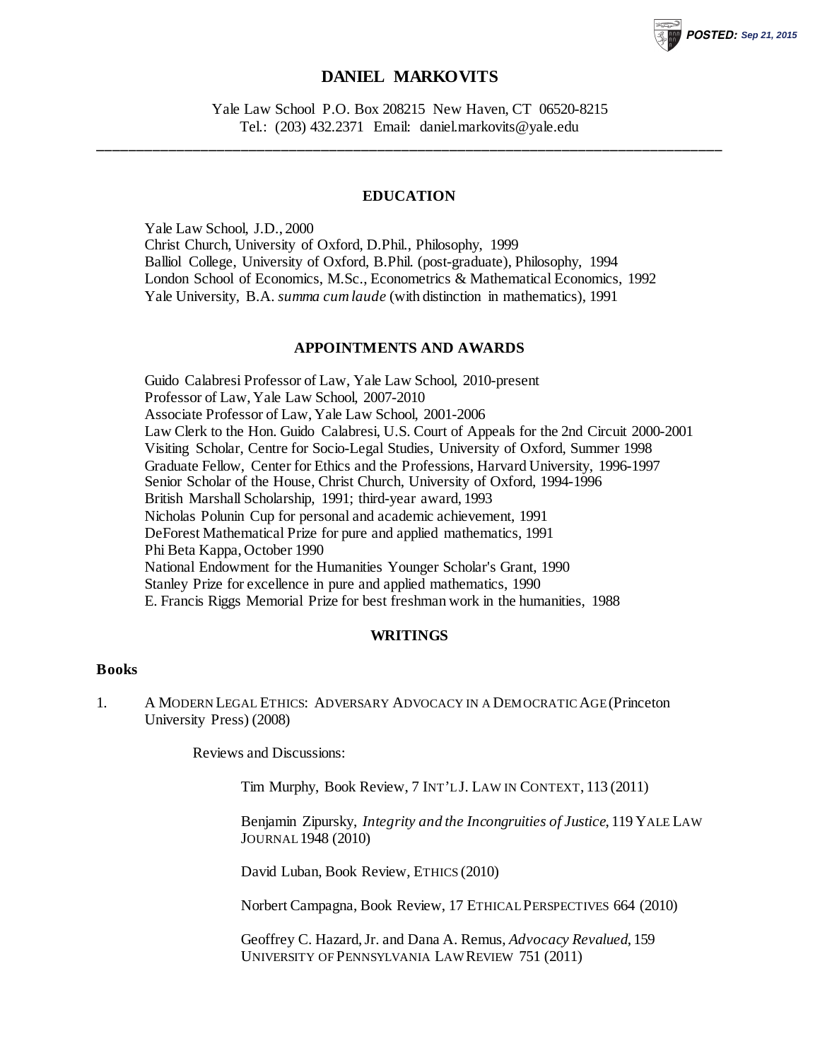# DANIEL MARKOVITS

Yale Law School P.O. Box 208215 New Haven, CT 06520-8215
Tel.: (203) 432.2371 Email: daniel.markovits@yale.edu

---

## EDUCATION

Yale Law School, J.D., 2000
Christ Church, University of Oxford, D.Phil., Philosophy, 1999
Balliol College, University of Oxford, B.Phil. (post-graduate), Philosophy, 1994
London School of Economics, M.Sc., Econometrics & Mathematical Economics, 1992
Yale University, B.A. *summa cum laude* (with distinction in mathematics), 1991

## APPOINTMENTS AND AWARDS

Guido Calabresi Professor of Law, Yale Law School, 2010-present
Professor of Law, Yale Law School, 2007-2010
Associate Professor of Law, Yale Law School, 2001-2006
Law Clerk to the Hon. Guido Calabresi, U.S. Court of Appeals for the 2nd Circuit 2000-2001
Visiting Scholar, Centre for Socio-Legal Studies, University of Oxford, Summer 1998
Graduate Fellow, Center for Ethics and the Professions, Harvard University, 1996-1997
Senior Scholar of the House, Christ Church, University of Oxford, 1994-1996
British Marshall Scholarship, 1991; third-year award, 1993
Nicholas Polunin Cup for personal and academic achievement, 1991
DeForest Mathematical Prize for pure and applied mathematics, 1991
Phi Beta Kappa, October 1990
National Endowment for the Humanities Younger Scholar's Grant, 1990
Stanley Prize for excellence in pure and applied mathematics, 1990
E. Francis Riggs Memorial Prize for best freshman work in the humanities, 1988

## WRITINGS

### Books

1. A MODERN LEGAL ETHICS: ADVERSARY ADVOCACY IN A DEMOCRATIC AGE (Princeton University Press) (2008)

   Reviews and Discussions:

   Tim Murphy, Book Review, 7 INT'L J. LAW IN CONTEXT, 113 (2011)

   Benjamin Zipursky, *Integrity and the Incongruities of Justice*, 119 YALE LAW JOURNAL 1948 (2010)

   David Luban, Book Review, ETHICS (2010)

   Norbert Campagna, Book Review, 17 ETHICAL PERSPECTIVES 664 (2010)

   Geoffrey C. Hazard, Jr. and Dana A. Remus, *Advocacy Revalued*, 159 UNIVERSITY OF PENNSYLVANIA LAW REVIEW 751 (2011)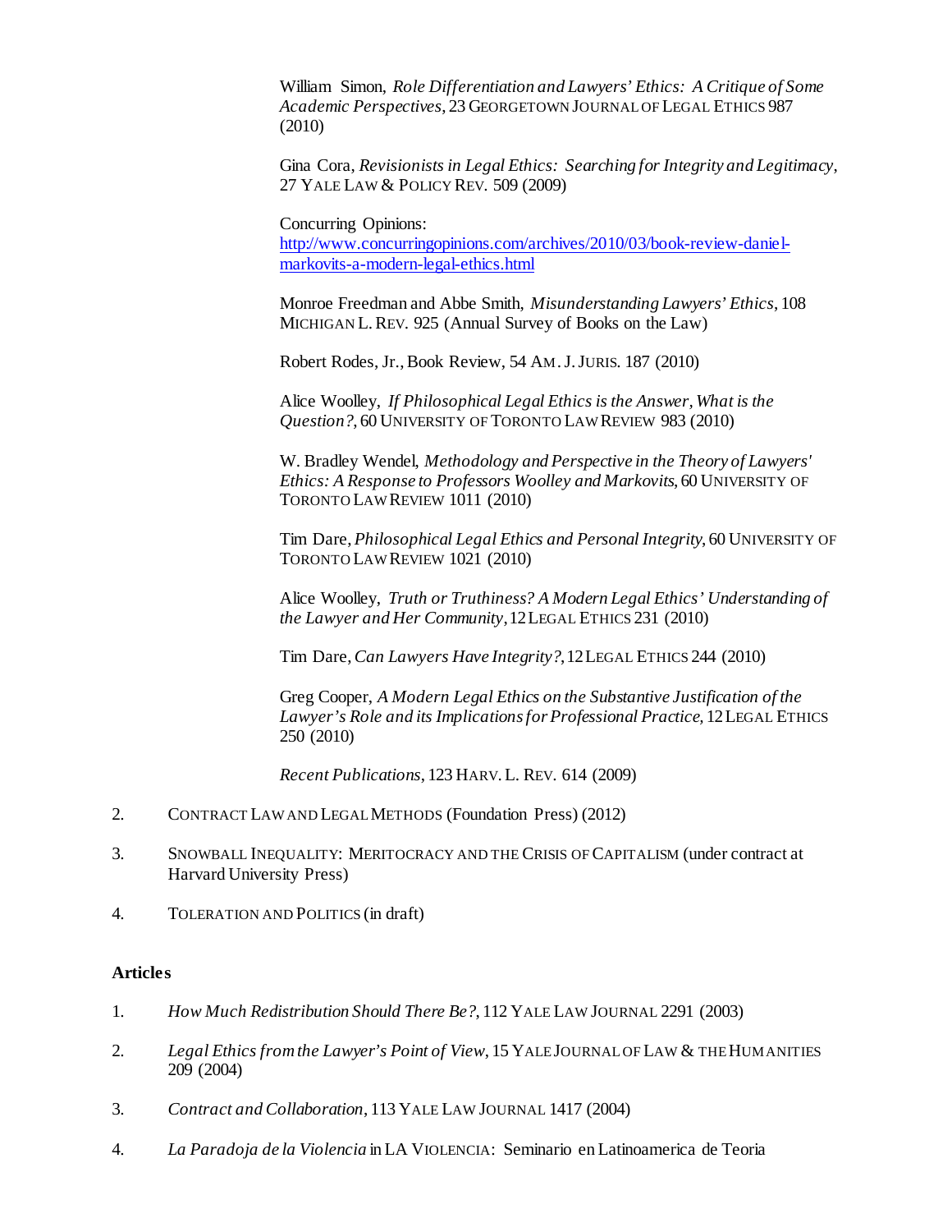William Simon, *Role Differentiation and Lawyers' Ethics: A Critique of Some Academic Perspectives*, 23 GEORGETOWN JOURNAL OF LEGAL ETHICS 987 (2010)

Gina Cora, *Revisionists in Legal Ethics: Searching for Integrity and Legitimacy*, 27 YALE LAW & POLICY REV. 509 (2009)

Concurring Opinions: http://www.concurringopinions.com/archives/2010/03/book-review-daniel-markovits-a-modern-legal-ethics.html

Monroe Freedman and Abbe Smith, *Misunderstanding Lawyers' Ethics*, 108 MICHIGAN L. REV. 925 (Annual Survey of Books on the Law)

Robert Rodes, Jr., Book Review, 54 AM. J. JURIS. 187 (2010)

Alice Woolley, *If Philosophical Legal Ethics is the Answer, What is the Question?*, 60 UNIVERSITY OF TORONTO LAW REVIEW 983 (2010)

W. Bradley Wendel, *Methodology and Perspective in the Theory of Lawyers' Ethics: A Response to Professors Woolley and Markovits*, 60 UNIVERSITY OF TORONTO LAW REVIEW 1011 (2010)

Tim Dare, *Philosophical Legal Ethics and Personal Integrity*, 60 UNIVERSITY OF TORONTO LAW REVIEW 1021 (2010)

Alice Woolley, *Truth or Truthiness? A Modern Legal Ethics' Understanding of the Lawyer and Her Community*, 12 LEGAL ETHICS 231 (2010)

Tim Dare, *Can Lawyers Have Integrity?*, 12 LEGAL ETHICS 244 (2010)

Greg Cooper, *A Modern Legal Ethics on the Substantive Justification of the Lawyer's Role and its Implications for Professional Practice*, 12 LEGAL ETHICS 250 (2010)

*Recent Publications*, 123 HARV. L. REV. 614 (2009)

2. CONTRACT LAW AND LEGAL METHODS (Foundation Press) (2012)

3. SNOWBALL INEQUALITY: MERITOCRACY AND THE CRISIS OF CAPITALISM (under contract at Harvard University Press)

4. TOLERATION AND POLITICS (in draft)

**Articles**

1. *How Much Redistribution Should There Be?*, 112 YALE LAW JOURNAL 2291 (2003)

2. *Legal Ethics from the Lawyer's Point of View*, 15 YALE JOURNAL OF LAW & THE HUMANITIES 209 (2004)

3. *Contract and Collaboration*, 113 YALE LAW JOURNAL 1417 (2004)

4. *La Paradoja de la Violencia* in LA VIOLENCIA: Seminario en Latinoamerica de Teoria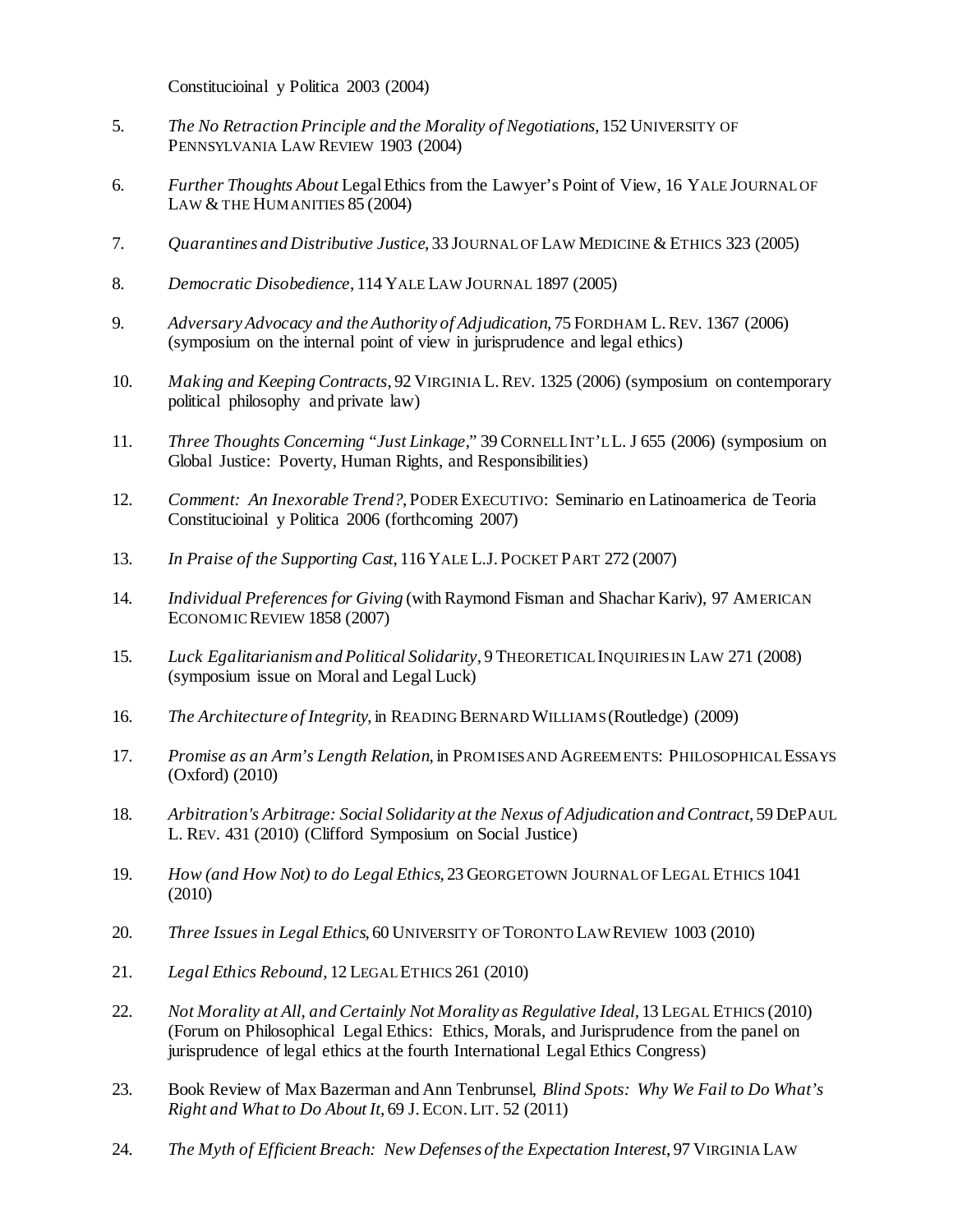Constitucioinal y Politica 2003 (2004)

5. *The No Retraction Principle and the Morality of Negotiations*, 152 UNIVERSITY OF PENNSYLVANIA LAW REVIEW 1903 (2004)

6. *Further Thoughts About* Legal Ethics from the Lawyer's Point of View, 16 YALE JOURNAL OF LAW & THE HUMANITIES 85 (2004)

7. *Quarantines and Distributive Justice*, 33 JOURNAL OF LAW MEDICINE & ETHICS 323 (2005)

8. *Democratic Disobedience*, 114 YALE LAW JOURNAL 1897 (2005)

9. *Adversary Advocacy and the Authority of Adjudication*, 75 FORDHAM L. REV. 1367 (2006) (symposium on the internal point of view in jurisprudence and legal ethics)

10. *Making and Keeping Contracts*, 92 VIRGINIA L. REV. 1325 (2006) (symposium on contemporary political philosophy and private law)

11. *Three Thoughts Concerning "Just Linkage,"* 39 CORNELL INT'L L. J 655 (2006) (symposium on Global Justice: Poverty, Human Rights, and Responsibilities)

12. *Comment: An Inexorable Trend?*, PODER EXECUTIVO: Seminario en Latinoamerica de Teoria Constitucioinal y Politica 2006 (forthcoming 2007)

13. *In Praise of the Supporting Cast*, 116 YALE L.J. POCKET PART 272 (2007)

14. *Individual Preferences for Giving* (with Raymond Fisman and Shachar Kariv), 97 AMERICAN ECONOMIC REVIEW 1858 (2007)

15. *Luck Egalitarianism and Political Solidarity*, 9 THEORETICAL INQUIRIES IN LAW 271 (2008) (symposium issue on Moral and Legal Luck)

16. *The Architecture of Integrity*, in READING BERNARD WILLIAMS (Routledge) (2009)

17. *Promise as an Arm's Length Relation*, in PROMISES AND AGREEMENTS: PHILOSOPHICAL ESSAYS (Oxford) (2010)

18. *Arbitration's Arbitrage: Social Solidarity at the Nexus of Adjudication and Contract*, 59 DEPAUL L. REV. 431 (2010) (Clifford Symposium on Social Justice)

19. *How (and How Not) to do Legal Ethics*, 23 GEORGETOWN JOURNAL OF LEGAL ETHICS 1041 (2010)

20. *Three Issues in Legal Ethics*, 60 UNIVERSITY OF TORONTO LAW REVIEW 1003 (2010)

21. *Legal Ethics Rebound*, 12 LEGAL ETHICS 261 (2010)

22. *Not Morality at All, and Certainly Not Morality as Regulative Ideal*, 13 LEGAL ETHICS (2010) (Forum on Philosophical Legal Ethics: Ethics, Morals, and Jurisprudence from the panel on jurisprudence of legal ethics at the fourth International Legal Ethics Congress)

23. Book Review of Max Bazerman and Ann Tenbrunsel, *Blind Spots: Why We Fail to Do What's Right and What to Do About It*, 69 J. ECON. LIT. 52 (2011)

24. *The Myth of Efficient Breach: New Defenses of the Expectation Interest*, 97 VIRGINIA LAW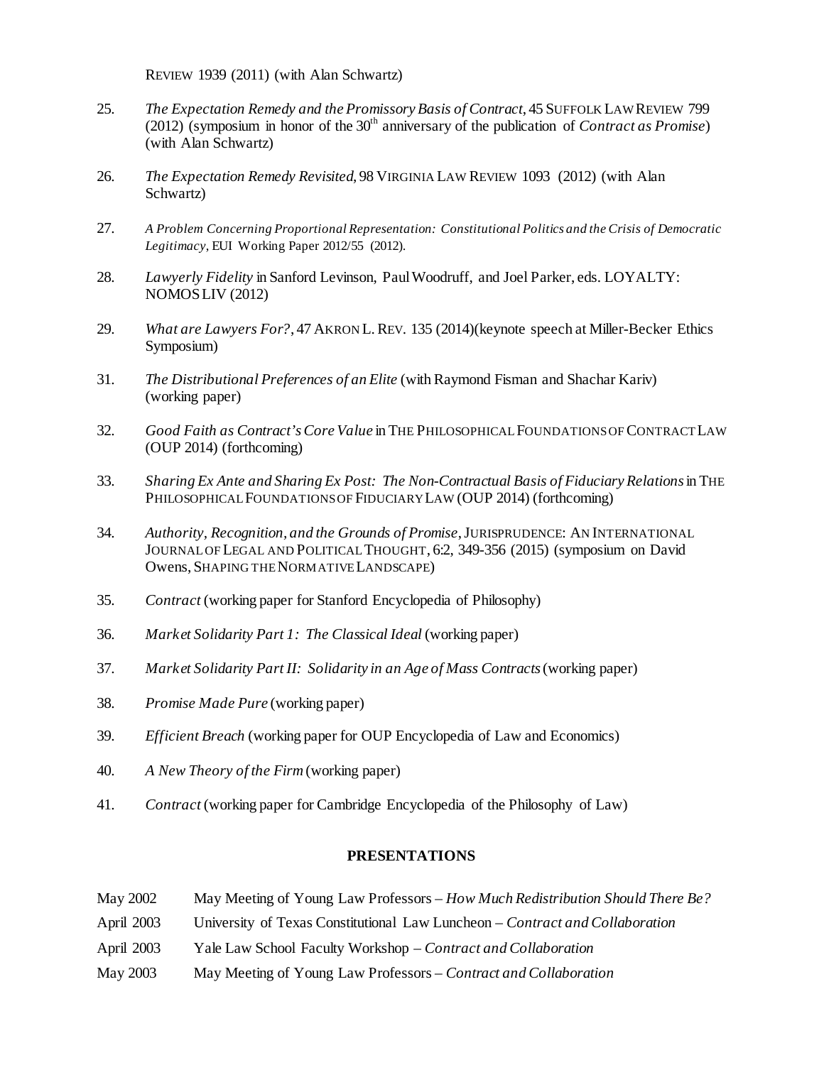REVIEW 1939 (2011) (with Alan Schwartz)

25. *The Expectation Remedy and the Promissory Basis of Contract*, 45 SUFFOLK LAW REVIEW 799 (2012) (symposium in honor of the 30th anniversary of the publication of *Contract as Promise*) (with Alan Schwartz)

26. *The Expectation Remedy Revisited*, 98 VIRGINIA LAW REVIEW 1093 (2012) (with Alan Schwartz)

27. *A Problem Concerning Proportional Representation: Constitutional Politics and the Crisis of Democratic Legitimacy*, EUI Working Paper 2012/55 (2012).

28. *Lawyerly Fidelity* in Sanford Levinson, Paul Woodruff, and Joel Parker, eds. LOYALTY: NOMOS LIV (2012)

29. *What are Lawyers For?*, 47 AKRON L. REV. 135 (2014)(keynote speech at Miller-Becker Ethics Symposium)

31. *The Distributional Preferences of an Elite* (with Raymond Fisman and Shachar Kariv) (working paper)

32. *Good Faith as Contract's Core Value* in THE PHILOSOPHICAL FOUNDATIONS OF CONTRACT LAW (OUP 2014) (forthcoming)

33. *Sharing Ex Ante and Sharing Ex Post: The Non-Contractual Basis of Fiduciary Relations* in THE PHILOSOPHICAL FOUNDATIONS OF FIDUCIARY LAW (OUP 2014) (forthcoming)

34. *Authority, Recognition, and the Grounds of Promise*, JURISPRUDENCE: AN INTERNATIONAL JOURNAL OF LEGAL AND POLITICAL THOUGHT, 6:2, 349-356 (2015) (symposium on David Owens, SHAPING THE NORMATIVE LANDSCAPE)

35. *Contract* (working paper for Stanford Encyclopedia of Philosophy)

36. *Market Solidarity Part 1: The Classical Ideal* (working paper)

37. *Market Solidarity Part II: Solidarity in an Age of Mass Contracts* (working paper)

38. *Promise Made Pure* (working paper)

39. *Efficient Breach* (working paper for OUP Encyclopedia of Law and Economics)

40. *A New Theory of the Firm* (working paper)

41. *Contract* (working paper for Cambridge Encyclopedia of the Philosophy of Law)

## PRESENTATIONS

May 2002 — May Meeting of Young Law Professors – *How Much Redistribution Should There Be?*

April 2003 — University of Texas Constitutional Law Luncheon – *Contract and Collaboration*

April 2003 — Yale Law School Faculty Workshop – *Contract and Collaboration*

May 2003 — May Meeting of Young Law Professors – *Contract and Collaboration*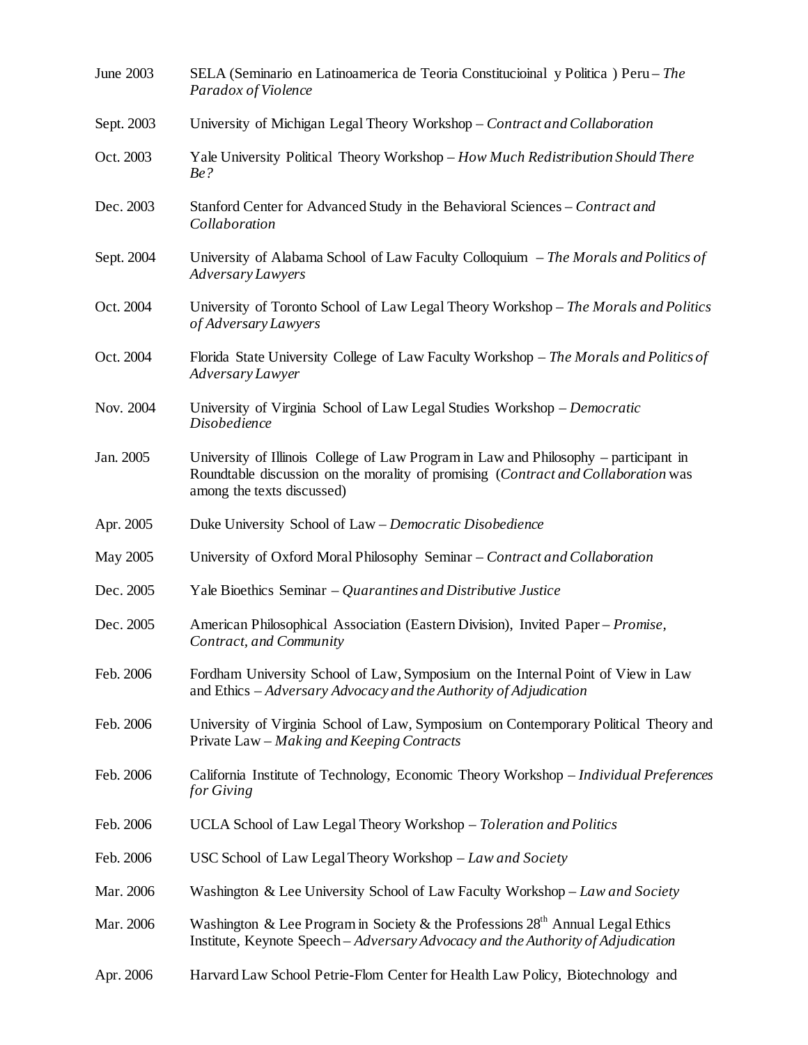June 2003 SELA (Seminario en Latinoamerica de Teoria Constitucioinal y Politica ) Peru – *The Paradox of Violence*

Sept. 2003 University of Michigan Legal Theory Workshop – *Contract and Collaboration*

Oct. 2003 Yale University Political Theory Workshop – *How Much Redistribution Should There Be?*

Dec. 2003 Stanford Center for Advanced Study in the Behavioral Sciences – *Contract and Collaboration*

Sept. 2004 University of Alabama School of Law Faculty Colloquium – *The Morals and Politics of Adversary Lawyers*

Oct. 2004 University of Toronto School of Law Legal Theory Workshop – *The Morals and Politics of Adversary Lawyers*

Oct. 2004 Florida State University College of Law Faculty Workshop – *The Morals and Politics of Adversary Lawyer*

Nov. 2004 University of Virginia School of Law Legal Studies Workshop – *Democratic Disobedience*

Jan. 2005 University of Illinois College of Law Program in Law and Philosophy – participant in Roundtable discussion on the morality of promising (*Contract and Collaboration* was among the texts discussed)

Apr. 2005 Duke University School of Law – *Democratic Disobedience*

May 2005 University of Oxford Moral Philosophy Seminar – *Contract and Collaboration*

Dec. 2005 Yale Bioethics Seminar – *Quarantines and Distributive Justice*

Dec. 2005 American Philosophical Association (Eastern Division), Invited Paper – *Promise, Contract, and Community*

Feb. 2006 Fordham University School of Law, Symposium on the Internal Point of View in Law and Ethics – *Adversary Advocacy and the Authority of Adjudication*

Feb. 2006 University of Virginia School of Law, Symposium on Contemporary Political Theory and Private Law – *Making and Keeping Contracts*

Feb. 2006 California Institute of Technology, Economic Theory Workshop – *Individual Preferences for Giving*

Feb. 2006 UCLA School of Law Legal Theory Workshop – *Toleration and Politics*

Feb. 2006 USC School of Law Legal Theory Workshop – *Law and Society*

Mar. 2006 Washington & Lee University School of Law Faculty Workshop – *Law and Society*

Mar. 2006 Washington & Lee Program in Society & the Professions 28th Annual Legal Ethics Institute, Keynote Speech – *Adversary Advocacy and the Authority of Adjudication*

Apr. 2006 Harvard Law School Petrie-Flom Center for Health Law Policy, Biotechnology and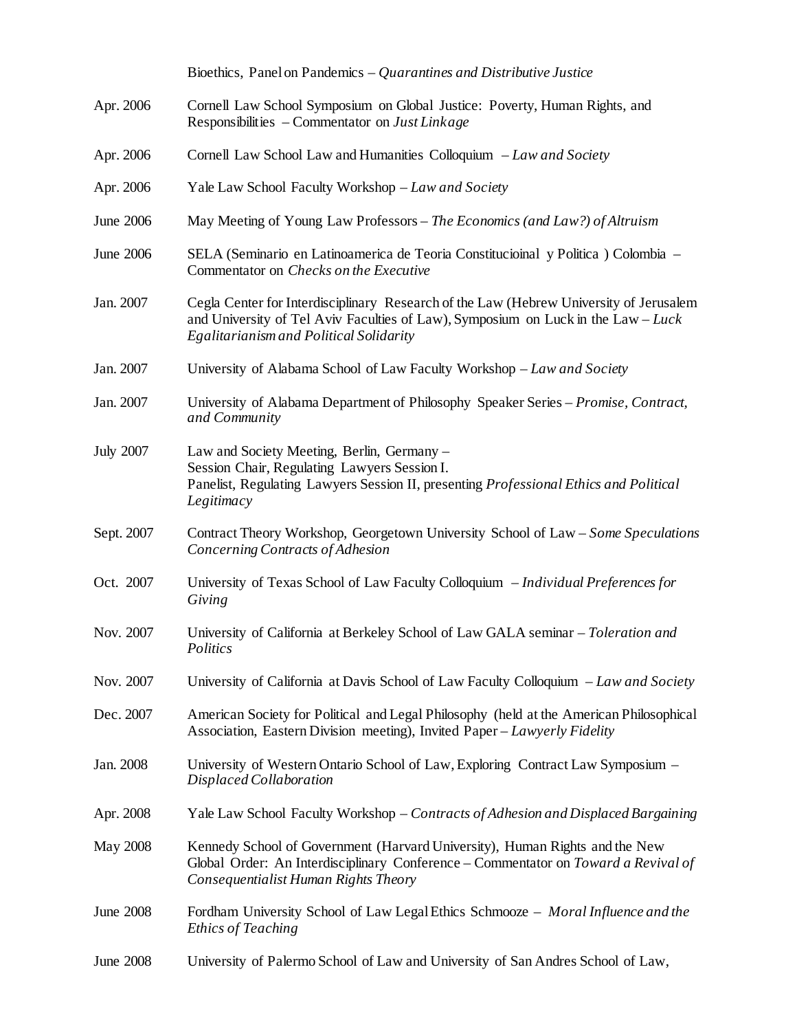Bioethics, Panel on Pandemics – *Quarantines and Distributive Justice*

Apr. 2006 Cornell Law School Symposium on Global Justice: Poverty, Human Rights, and Responsibilities – Commentator on *Just Linkage*

Apr. 2006 Cornell Law School Law and Humanities Colloquium – *Law and Society*

Apr. 2006 Yale Law School Faculty Workshop – *Law and Society*

June 2006 May Meeting of Young Law Professors – *The Economics (and Law?) of Altruism*

June 2006 SELA (Seminario en Latinoamerica de Teoria Constitucioinal y Politica ) Colombia – Commentator on *Checks on the Executive*

Jan. 2007 Cegla Center for Interdisciplinary Research of the Law (Hebrew University of Jerusalem and University of Tel Aviv Faculties of Law), Symposium on Luck in the Law – *Luck Egalitarianism and Political Solidarity*

Jan. 2007 University of Alabama School of Law Faculty Workshop – *Law and Society*

Jan. 2007 University of Alabama Department of Philosophy Speaker Series – *Promise, Contract, and Community*

July 2007 Law and Society Meeting, Berlin, Germany –
Session Chair, Regulating Lawyers Session I.
Panelist, Regulating Lawyers Session II, presenting *Professional Ethics and Political Legitimacy*

Sept. 2007 Contract Theory Workshop, Georgetown University School of Law – *Some Speculations Concerning Contracts of Adhesion*

Oct. 2007 University of Texas School of Law Faculty Colloquium – *Individual Preferences for Giving*

Nov. 2007 University of California at Berkeley School of Law GALA seminar – *Toleration and Politics*

Nov. 2007 University of California at Davis School of Law Faculty Colloquium – *Law and Society*

Dec. 2007 American Society for Political and Legal Philosophy (held at the American Philosophical Association, Eastern Division meeting), Invited Paper – *Lawyerly Fidelity*

Jan. 2008 University of Western Ontario School of Law, Exploring Contract Law Symposium – *Displaced Collaboration*

Apr. 2008 Yale Law School Faculty Workshop – *Contracts of Adhesion and Displaced Bargaining*

May 2008 Kennedy School of Government (Harvard University), Human Rights and the New Global Order: An Interdisciplinary Conference – Commentator on *Toward a Revival of Consequentialist Human Rights Theory*

June 2008 Fordham University School of Law Legal Ethics Schmooze – *Moral Influence and the Ethics of Teaching*

June 2008 University of Palermo School of Law and University of San Andres School of Law,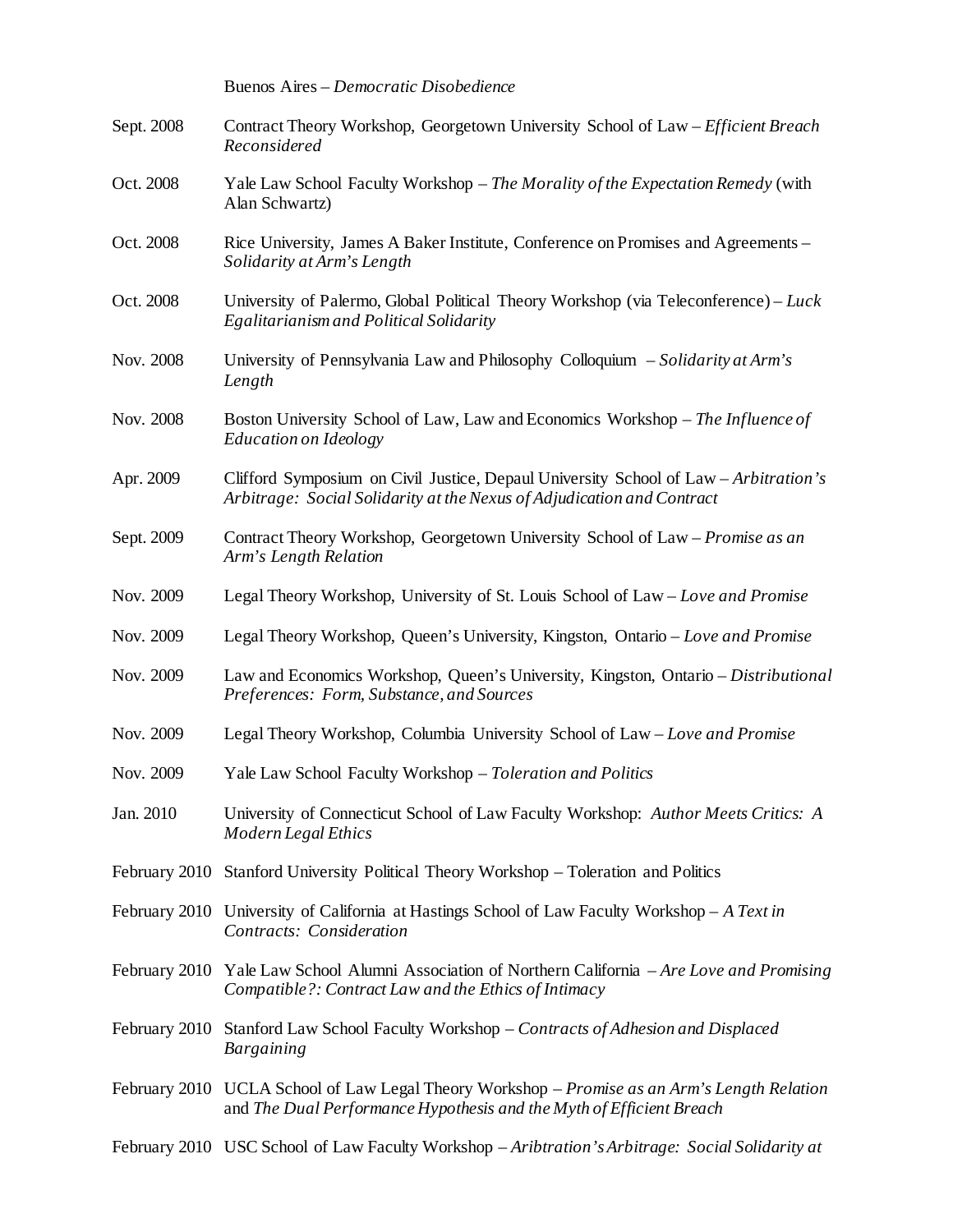Buenos Aires – *Democratic Disobedience*

Sept. 2008 Contract Theory Workshop, Georgetown University School of Law – *Efficient Breach Reconsidered*

Oct. 2008 Yale Law School Faculty Workshop – *The Morality of the Expectation Remedy* (with Alan Schwartz)

Oct. 2008 Rice University, James A Baker Institute, Conference on Promises and Agreements – *Solidarity at Arm's Length*

Oct. 2008 University of Palermo, Global Political Theory Workshop (via Teleconference) – *Luck Egalitarianism and Political Solidarity*

Nov. 2008 University of Pennsylvania Law and Philosophy Colloquium – *Solidarity at Arm's Length*

Nov. 2008 Boston University School of Law, Law and Economics Workshop – *The Influence of Education on Ideology*

Apr. 2009 Clifford Symposium on Civil Justice, Depaul University School of Law – *Arbitration's Arbitrage: Social Solidarity at the Nexus of Adjudication and Contract*

Sept. 2009 Contract Theory Workshop, Georgetown University School of Law – *Promise as an Arm's Length Relation*

Nov. 2009 Legal Theory Workshop, University of St. Louis School of Law – *Love and Promise*

Nov. 2009 Legal Theory Workshop, Queen's University, Kingston, Ontario – *Love and Promise*

Nov. 2009 Law and Economics Workshop, Queen's University, Kingston, Ontario – *Distributional Preferences: Form, Substance, and Sources*

Nov. 2009 Legal Theory Workshop, Columbia University School of Law – *Love and Promise*

Nov. 2009 Yale Law School Faculty Workshop – *Toleration and Politics*

Jan. 2010 University of Connecticut School of Law Faculty Workshop: *Author Meets Critics: A Modern Legal Ethics*

February 2010 Stanford University Political Theory Workshop – Toleration and Politics

February 2010 University of California at Hastings School of Law Faculty Workshop – *A Text in Contracts: Consideration*

February 2010 Yale Law School Alumni Association of Northern California – *Are Love and Promising Compatible?: Contract Law and the Ethics of Intimacy*

February 2010 Stanford Law School Faculty Workshop – *Contracts of Adhesion and Displaced Bargaining*

February 2010 UCLA School of Law Legal Theory Workshop – *Promise as an Arm's Length Relation* and *The Dual Performance Hypothesis and the Myth of Efficient Breach*

February 2010 USC School of Law Faculty Workshop – *Aribtration's Arbitrage: Social Solidarity at*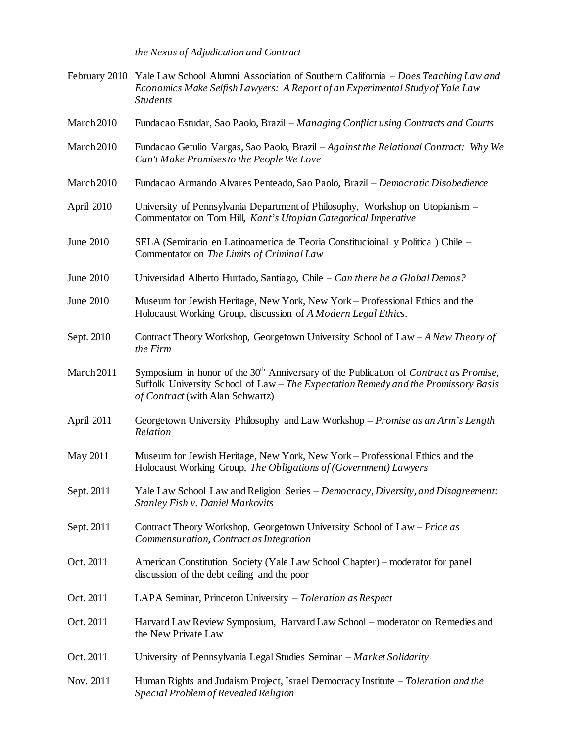*the Nexus of Adjudication and Contract*

February 2010 Yale Law School Alumni Association of Southern California – *Does Teaching Law and Economics Make Selfish Lawyers: A Report of an Experimental Study of Yale Law Students*

March 2010 Fundacao Estudar, Sao Paolo, Brazil – *Managing Conflict using Contracts and Courts*

March 2010 Fundacao Getulio Vargas, Sao Paolo, Brazil – *Against the Relational Contract: Why We Can't Make Promises to the People We Love*

March 2010 Fundacao Armando Alvares Penteado, Sao Paolo, Brazil – *Democratic Disobedience*

April 2010 University of Pennsylvania Department of Philosophy, Workshop on Utopianism – Commentator on Tom Hill, *Kant's Utopian Categorical Imperative*

June 2010 SELA (Seminario en Latinoamerica de Teoria Constitucioinal y Politica ) Chile – Commentator on *The Limits of Criminal Law*

June 2010 Universidad Alberto Hurtado, Santiago, Chile – *Can there be a Global Demos?*

June 2010 Museum for Jewish Heritage, New York, New York – Professional Ethics and the Holocaust Working Group, discussion of *A Modern Legal Ethics*.

Sept. 2010 Contract Theory Workshop, Georgetown University School of Law – *A New Theory of the Firm*

March 2011 Symposium in honor of the 30th Anniversary of the Publication of *Contract as Promise*, Suffolk University School of Law – *The Expectation Remedy and the Promissory Basis of Contract* (with Alan Schwartz)

April 2011 Georgetown University Philosophy and Law Workshop – *Promise as an Arm's Length Relation*

May 2011 Museum for Jewish Heritage, New York, New York – Professional Ethics and the Holocaust Working Group, *The Obligations of (Government) Lawyers*

Sept. 2011 Yale Law School Law and Religion Series – *Democracy, Diversity, and Disagreement: Stanley Fish v. Daniel Markovits*

Sept. 2011 Contract Theory Workshop, Georgetown University School of Law – *Price as Commensuration, Contract as Integration*

Oct. 2011 American Constitution Society (Yale Law School Chapter) – moderator for panel discussion of the debt ceiling and the poor

Oct. 2011 LAPA Seminar, Princeton University – *Toleration as Respect*

Oct. 2011 Harvard Law Review Symposium, Harvard Law School – moderator on Remedies and the New Private Law

Oct. 2011 University of Pennsylvania Legal Studies Seminar – *Market Solidarity*

Nov. 2011 Human Rights and Judaism Project, Israel Democracy Institute – *Toleration and the Special Problem of Revealed Religion*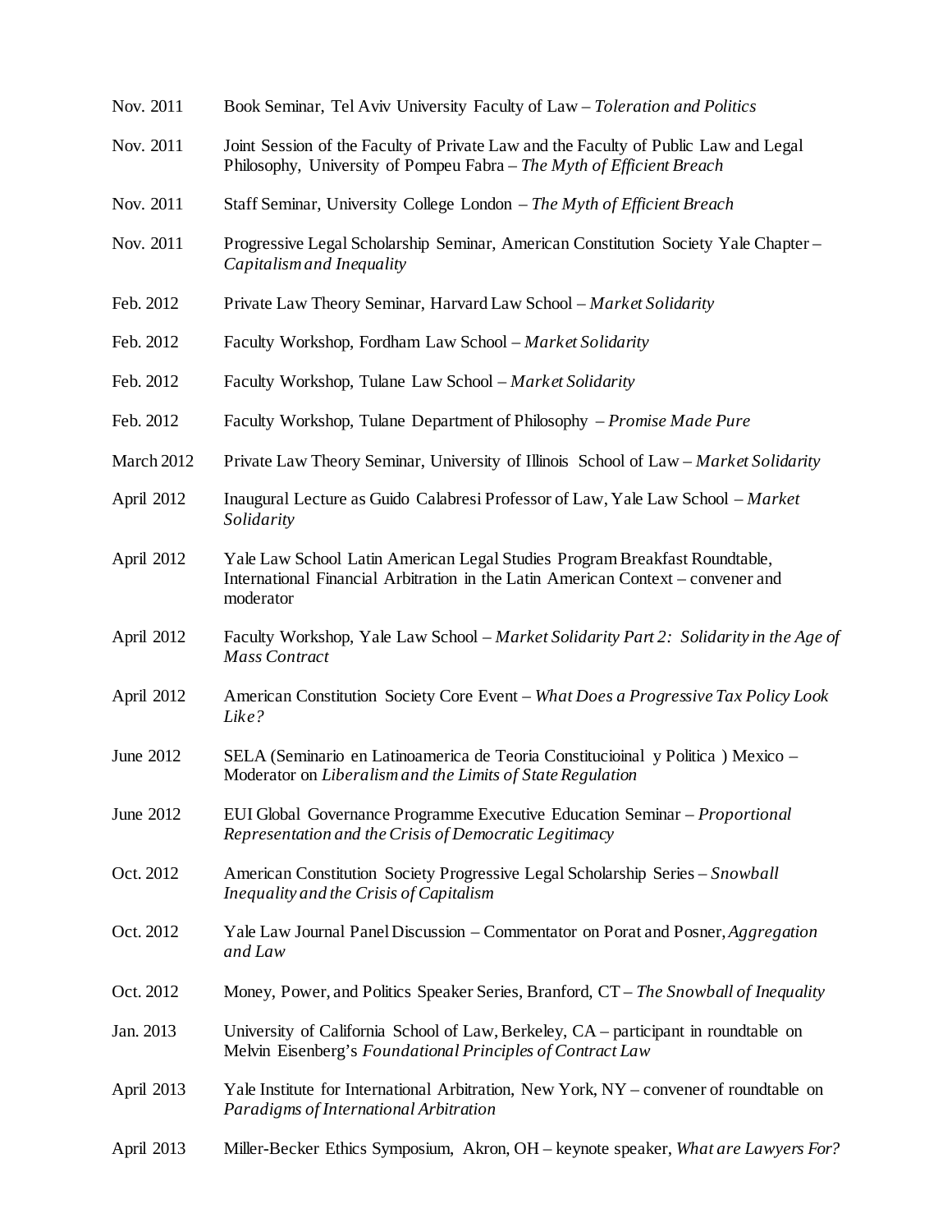| | |
|---|---|
| Nov. 2011 | Book Seminar, Tel Aviv University Faculty of Law – *Toleration and Politics* |
| Nov. 2011 | Joint Session of the Faculty of Private Law and the Faculty of Public Law and Legal Philosophy, University of Pompeu Fabra – *The Myth of Efficient Breach* |
| Nov. 2011 | Staff Seminar, University College London – *The Myth of Efficient Breach* |
| Nov. 2011 | Progressive Legal Scholarship Seminar, American Constitution Society Yale Chapter – *Capitalism and Inequality* |
| Feb. 2012 | Private Law Theory Seminar, Harvard Law School – *Market Solidarity* |
| Feb. 2012 | Faculty Workshop, Fordham Law School – *Market Solidarity* |
| Feb. 2012 | Faculty Workshop, Tulane Law School – *Market Solidarity* |
| Feb. 2012 | Faculty Workshop, Tulane Department of Philosophy – *Promise Made Pure* |
| March 2012 | Private Law Theory Seminar, University of Illinois School of Law – *Market Solidarity* |
| April 2012 | Inaugural Lecture as Guido Calabresi Professor of Law, Yale Law School – *Market Solidarity* |
| April 2012 | Yale Law School Latin American Legal Studies Program Breakfast Roundtable, International Financial Arbitration in the Latin American Context – convener and moderator |
| April 2012 | Faculty Workshop, Yale Law School – *Market Solidarity Part 2: Solidarity in the Age of Mass Contract* |
| April 2012 | American Constitution Society Core Event – *What Does a Progressive Tax Policy Look Like?* |
| June 2012 | SELA (Seminario en Latinoamerica de Teoria Constitucioinal y Politica ) Mexico – Moderator on *Liberalism and the Limits of State Regulation* |
| June 2012 | EUI Global Governance Programme Executive Education Seminar – *Proportional Representation and the Crisis of Democratic Legitimacy* |
| Oct. 2012 | American Constitution Society Progressive Legal Scholarship Series – *Snowball Inequality and the Crisis of Capitalism* |
| Oct. 2012 | Yale Law Journal Panel Discussion – Commentator on Porat and Posner, *Aggregation and Law* |
| Oct. 2012 | Money, Power, and Politics Speaker Series, Branford, CT – *The Snowball of Inequality* |
| Jan. 2013 | University of California School of Law, Berkeley, CA – participant in roundtable on Melvin Eisenberg's *Foundational Principles of Contract Law* |
| April 2013 | Yale Institute for International Arbitration, New York, NY – convener of roundtable on *Paradigms of International Arbitration* |
| April 2013 | Miller-Becker Ethics Symposium, Akron, OH – keynote speaker, *What are Lawyers For?* |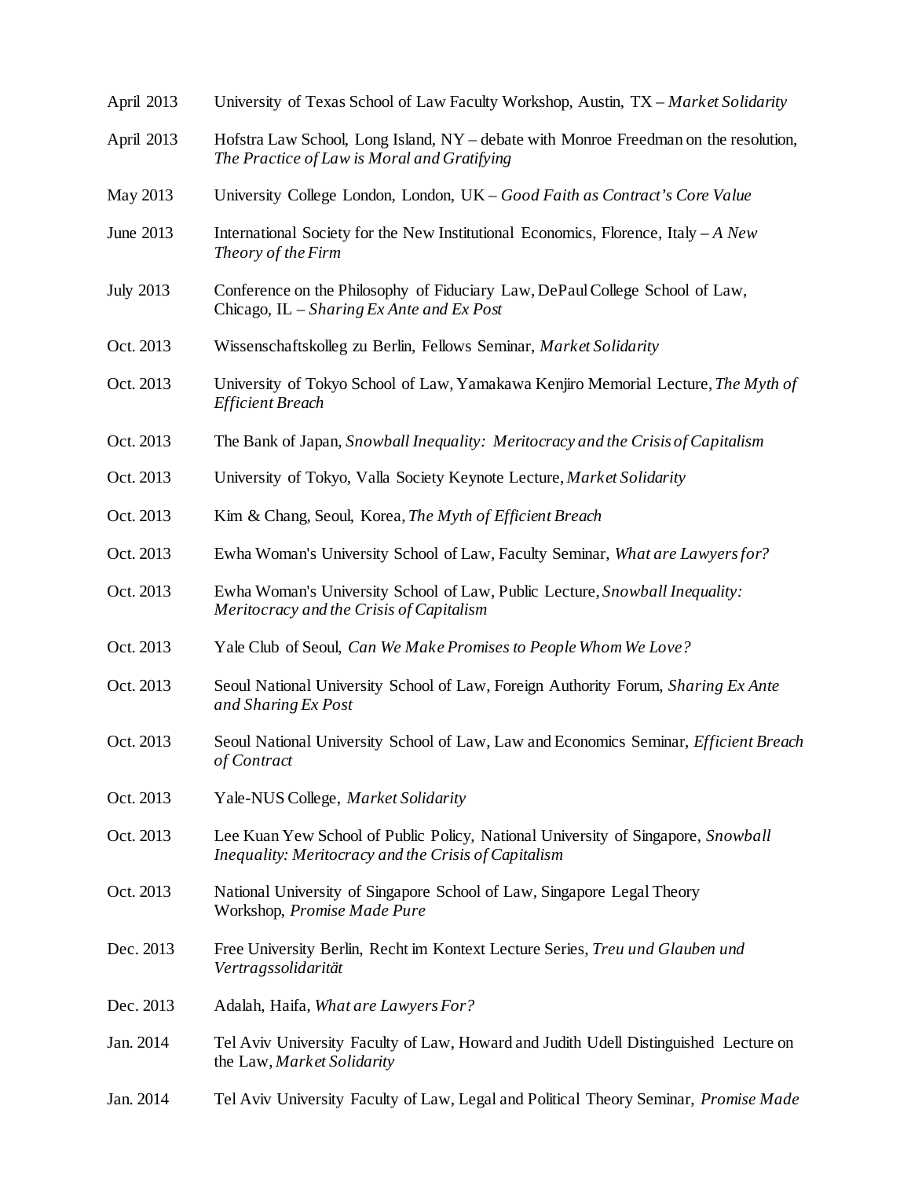April 2013 University of Texas School of Law Faculty Workshop, Austin, TX – *Market Solidarity*

April 2013 Hofstra Law School, Long Island, NY – debate with Monroe Freedman on the resolution, *The Practice of Law is Moral and Gratifying*

May 2013 University College London, London, UK – *Good Faith as Contract's Core Value*

June 2013 International Society for the New Institutional Economics, Florence, Italy – *A New Theory of the Firm*

July 2013 Conference on the Philosophy of Fiduciary Law, DePaul College School of Law, Chicago, IL – *Sharing Ex Ante and Ex Post*

Oct. 2013 Wissenschaftskolleg zu Berlin, Fellows Seminar, *Market Solidarity*

Oct. 2013 University of Tokyo School of Law, Yamakawa Kenjiro Memorial Lecture, *The Myth of Efficient Breach*

Oct. 2013 The Bank of Japan, *Snowball Inequality: Meritocracy and the Crisis of Capitalism*

Oct. 2013 University of Tokyo, Valla Society Keynote Lecture, *Market Solidarity*

Oct. 2013 Kim & Chang, Seoul, Korea, *The Myth of Efficient Breach*

Oct. 2013 Ewha Woman's University School of Law, Faculty Seminar, *What are Lawyers for?*

Oct. 2013 Ewha Woman's University School of Law, Public Lecture, *Snowball Inequality: Meritocracy and the Crisis of Capitalism*

Oct. 2013 Yale Club of Seoul, *Can We Make Promises to People Whom We Love?*

Oct. 2013 Seoul National University School of Law, Foreign Authority Forum, *Sharing Ex Ante and Sharing Ex Post*

Oct. 2013 Seoul National University School of Law, Law and Economics Seminar, *Efficient Breach of Contract*

Oct. 2013 Yale-NUS College, *Market Solidarity*

Oct. 2013 Lee Kuan Yew School of Public Policy, National University of Singapore, *Snowball Inequality: Meritocracy and the Crisis of Capitalism*

Oct. 2013 National University of Singapore School of Law, Singapore Legal Theory Workshop, *Promise Made Pure*

Dec. 2013 Free University Berlin, Recht im Kontext Lecture Series, *Treu und Glauben und Vertragssolidarität*

Dec. 2013 Adalah, Haifa, *What are Lawyers For?*

Jan. 2014 Tel Aviv University Faculty of Law, Howard and Judith Udell Distinguished Lecture on the Law, *Market Solidarity*

Jan. 2014 Tel Aviv University Faculty of Law, Legal and Political Theory Seminar, *Promise Made*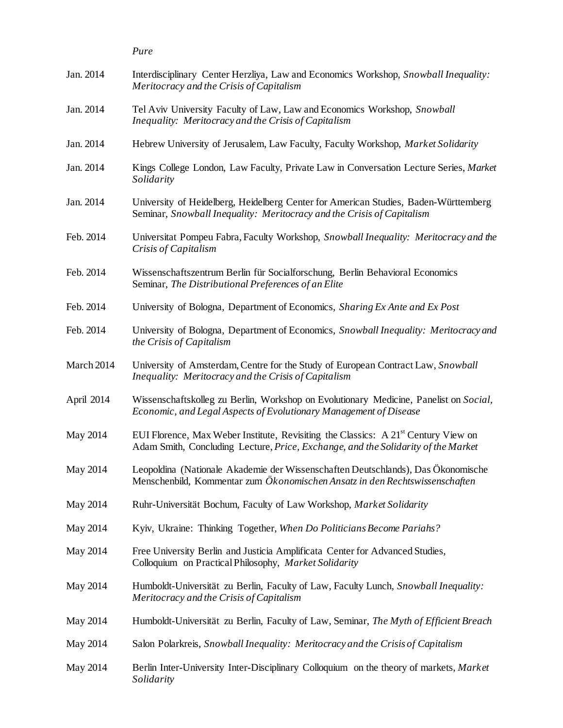*Pure*

Jan. 2014 Interdisciplinary Center Herzliya, Law and Economics Workshop, *Snowball Inequality: Meritocracy and the Crisis of Capitalism*

Jan. 2014 Tel Aviv University Faculty of Law, Law and Economics Workshop, *Snowball Inequality: Meritocracy and the Crisis of Capitalism*

Jan. 2014 Hebrew University of Jerusalem, Law Faculty, Faculty Workshop, *Market Solidarity*

Jan. 2014 Kings College London, Law Faculty, Private Law in Conversation Lecture Series, *Market Solidarity*

Jan. 2014 University of Heidelberg, Heidelberg Center for American Studies, Baden-Württemberg Seminar, *Snowball Inequality: Meritocracy and the Crisis of Capitalism*

Feb. 2014 Universitat Pompeu Fabra, Faculty Workshop, *Snowball Inequality: Meritocracy and the Crisis of Capitalism*

Feb. 2014 Wissenschaftszentrum Berlin für Socialforschung, Berlin Behavioral Economics Seminar, *The Distributional Preferences of an Elite*

Feb. 2014 University of Bologna, Department of Economics, *Sharing Ex Ante and Ex Post*

Feb. 2014 University of Bologna, Department of Economics, *Snowball Inequality: Meritocracy and the Crisis of Capitalism*

March 2014 University of Amsterdam, Centre for the Study of European Contract Law, *Snowball Inequality: Meritocracy and the Crisis of Capitalism*

April 2014 Wissenschaftskolleg zu Berlin, Workshop on Evolutionary Medicine, Panelist on *Social, Economic, and Legal Aspects of Evolutionary Management of Disease*

May 2014 EUI Florence, Max Weber Institute, Revisiting the Classics: A 21st Century View on Adam Smith, Concluding Lecture, *Price, Exchange, and the Solidarity of the Market*

May 2014 Leopoldina (Nationale Akademie der Wissenschaften Deutschlands), Das Ökonomische Menschenbild, Kommentar zum *Ökonomischen Ansatz in den Rechtswissenschaften*

May 2014 Ruhr-Universität Bochum, Faculty of Law Workshop, *Market Solidarity*

May 2014 Kyiv, Ukraine: Thinking Together, *When Do Politicians Become Pariahs?*

May 2014 Free University Berlin and Justicia Amplificata Center for Advanced Studies, Colloquium on Practical Philosophy, *Market Solidarity*

May 2014 Humboldt-Universität zu Berlin, Faculty of Law, Faculty Lunch, *Snowball Inequality: Meritocracy and the Crisis of Capitalism*

May 2014 Humboldt-Universität zu Berlin, Faculty of Law, Seminar, *The Myth of Efficient Breach*

May 2014 Salon Polarkreis, *Snowball Inequality: Meritocracy and the Crisis of Capitalism*

May 2014 Berlin Inter-University Inter-Disciplinary Colloquium on the theory of markets, *Market Solidarity*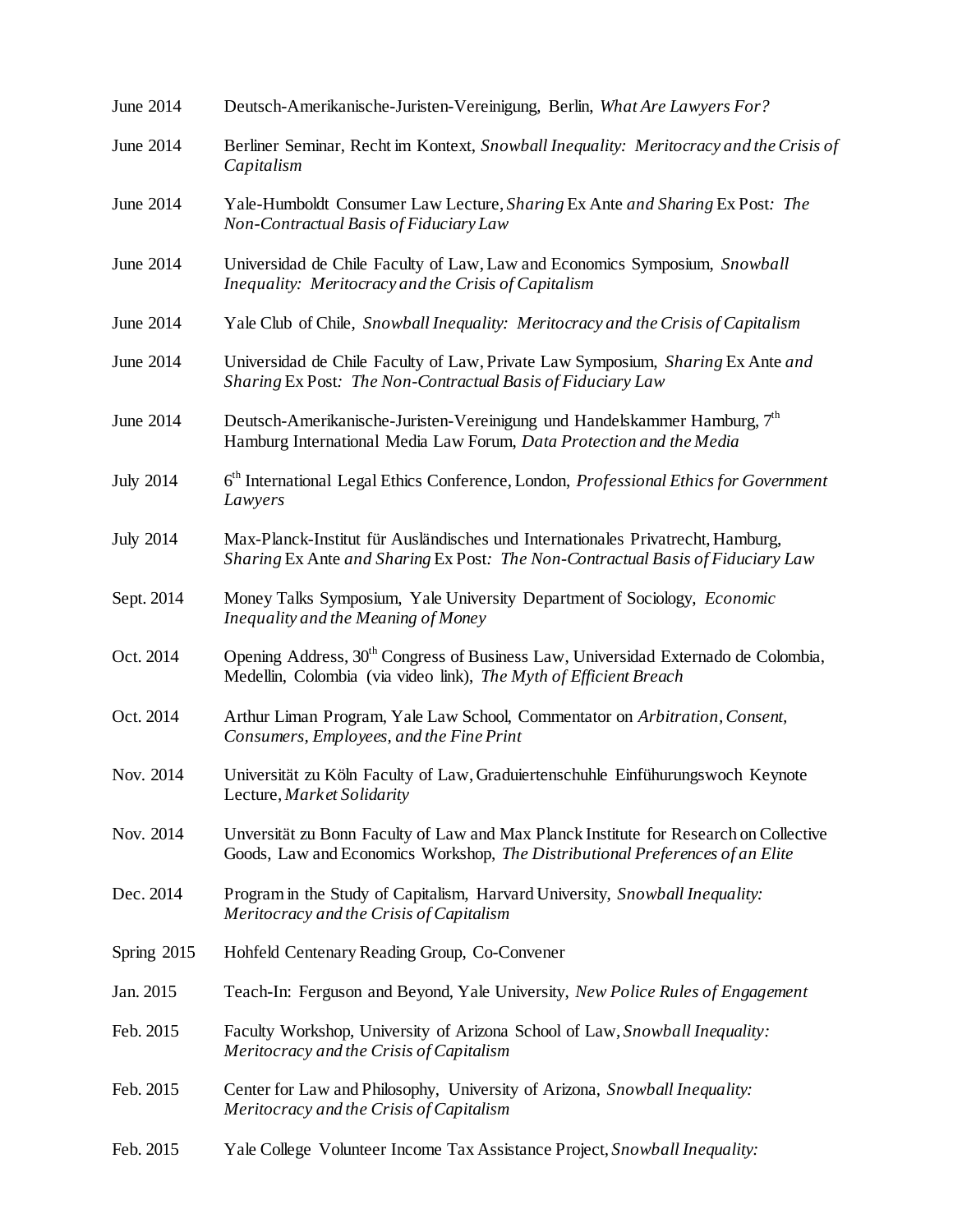| | |
|---|---|
| June 2014 | Deutsch-Amerikanische-Juristen-Vereinigung, Berlin, *What Are Lawyers For?* |
| June 2014 | Berliner Seminar, Recht im Kontext, *Snowball Inequality: Meritocracy and the Crisis of Capitalism* |
| June 2014 | Yale-Humboldt Consumer Law Lecture, *Sharing* Ex Ante *and Sharing* Ex Post*: The Non-Contractual Basis of Fiduciary Law* |
| June 2014 | Universidad de Chile Faculty of Law, Law and Economics Symposium, *Snowball Inequality: Meritocracy and the Crisis of Capitalism* |
| June 2014 | Yale Club of Chile, *Snowball Inequality: Meritocracy and the Crisis of Capitalism* |
| June 2014 | Universidad de Chile Faculty of Law, Private Law Symposium, *Sharing* Ex Ante *and Sharing* Ex Post*: The Non-Contractual Basis of Fiduciary Law* |
| June 2014 | Deutsch-Amerikanische-Juristen-Vereinigung und Handelskammer Hamburg, 7th Hamburg International Media Law Forum, *Data Protection and the Media* |
| July 2014 | 6th International Legal Ethics Conference, London, *Professional Ethics for Government Lawyers* |
| July 2014 | Max-Planck-Institut für Ausländisches und Internationales Privatrecht, Hamburg, *Sharing* Ex Ante *and Sharing* Ex Post*: The Non-Contractual Basis of Fiduciary Law* |
| Sept. 2014 | Money Talks Symposium, Yale University Department of Sociology, *Economic Inequality and the Meaning of Money* |
| Oct. 2014 | Opening Address, 30th Congress of Business Law, Universidad Externado de Colombia, Medellin, Colombia (via video link), *The Myth of Efficient Breach* |
| Oct. 2014 | Arthur Liman Program, Yale Law School, Commentator on *Arbitration, Consent, Consumers, Employees, and the Fine Print* |
| Nov. 2014 | Universität zu Köln Faculty of Law, Graduiertenschuhle Einfühurungswoch Keynote Lecture, *Market Solidarity* |
| Nov. 2014 | Unversität zu Bonn Faculty of Law and Max Planck Institute for Research on Collective Goods, Law and Economics Workshop, *The Distributional Preferences of an Elite* |
| Dec. 2014 | Program in the Study of Capitalism, Harvard University, *Snowball Inequality: Meritocracy and the Crisis of Capitalism* |
| Spring 2015 | Hohfeld Centenary Reading Group, Co-Convener |
| Jan. 2015 | Teach-In: Ferguson and Beyond, Yale University, *New Police Rules of Engagement* |
| Feb. 2015 | Faculty Workshop, University of Arizona School of Law, *Snowball Inequality: Meritocracy and the Crisis of Capitalism* |
| Feb. 2015 | Center for Law and Philosophy, University of Arizona, *Snowball Inequality: Meritocracy and the Crisis of Capitalism* |
| Feb. 2015 | Yale College Volunteer Income Tax Assistance Project, *Snowball Inequality:* |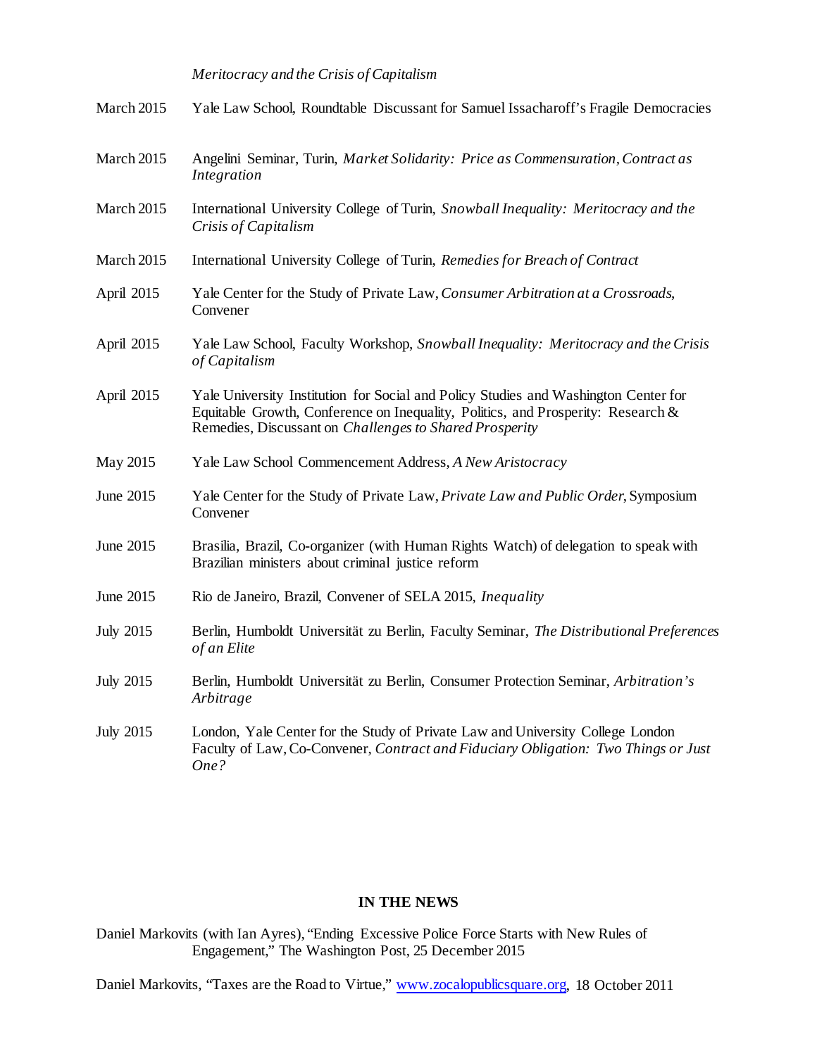*Meritocracy and the Crisis of Capitalism*

March 2015 Yale Law School, Roundtable Discussant for Samuel Issacharoff's Fragile Democracies

March 2015 Angelini Seminar, Turin, *Market Solidarity: Price as Commensuration, Contract as Integration*

March 2015 International University College of Turin, *Snowball Inequality: Meritocracy and the Crisis of Capitalism*

March 2015 International University College of Turin, *Remedies for Breach of Contract*

April 2015 Yale Center for the Study of Private Law, *Consumer Arbitration at a Crossroads*, Convener

April 2015 Yale Law School, Faculty Workshop, *Snowball Inequality: Meritocracy and the Crisis of Capitalism*

April 2015 Yale University Institution for Social and Policy Studies and Washington Center for Equitable Growth, Conference on Inequality, Politics, and Prosperity: Research & Remedies, Discussant on *Challenges to Shared Prosperity*

May 2015 Yale Law School Commencement Address, *A New Aristocracy*

June 2015 Yale Center for the Study of Private Law, *Private Law and Public Order*, Symposium Convener

June 2015 Brasilia, Brazil, Co-organizer (with Human Rights Watch) of delegation to speak with Brazilian ministers about criminal justice reform

June 2015 Rio de Janeiro, Brazil, Convener of SELA 2015, *Inequality*

July 2015 Berlin, Humboldt Universität zu Berlin, Faculty Seminar, *The Distributional Preferences of an Elite*

July 2015 Berlin, Humboldt Universität zu Berlin, Consumer Protection Seminar, *Arbitration's Arbitrage*

July 2015 London, Yale Center for the Study of Private Law and University College London Faculty of Law, Co-Convener, *Contract and Fiduciary Obligation: Two Things or Just One?*

## IN THE NEWS

Daniel Markovits (with Ian Ayres), "Ending Excessive Police Force Starts with New Rules of Engagement," The Washington Post, 25 December 2015

Daniel Markovits, "Taxes are the Road to Virtue," www.zocalopublicsquare.org, 18 October 2011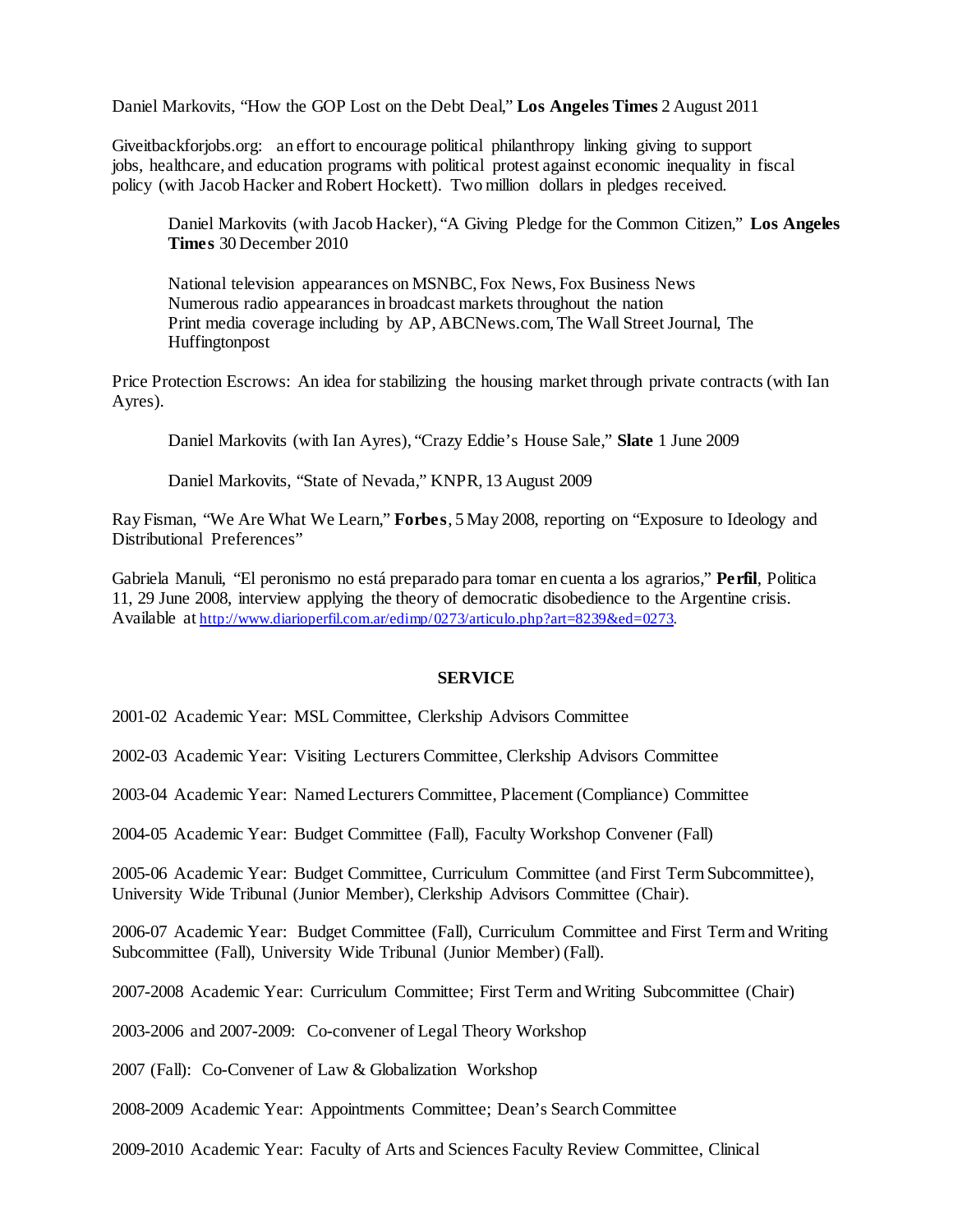Daniel Markovits, "How the GOP Lost on the Debt Deal," **Los Angeles Times** 2 August 2011

Giveitbackforjobs.org: an effort to encourage political philanthropy linking giving to support jobs, healthcare, and education programs with political protest against economic inequality in fiscal policy (with Jacob Hacker and Robert Hockett). Two million dollars in pledges received.

> Daniel Markovits (with Jacob Hacker), "A Giving Pledge for the Common Citizen," **Los Angeles Times** 30 December 2010
>
> National television appearances on MSNBC, Fox News, Fox Business News
> Numerous radio appearances in broadcast markets throughout the nation
> Print media coverage including by AP, ABCNews.com, The Wall Street Journal, The Huffingtonpost

Price Protection Escrows: An idea for stabilizing the housing market through private contracts (with Ian Ayres).

> Daniel Markovits (with Ian Ayres), "Crazy Eddie's House Sale," **Slate** 1 June 2009
>
> Daniel Markovits, "State of Nevada," KNPR, 13 August 2009

Ray Fisman, "We Are What We Learn," **Forbes**, 5 May 2008, reporting on "Exposure to Ideology and Distributional Preferences"

Gabriela Manuli, "El peronismo no está preparado para tomar en cuenta a los agrarios," **Perfil**, Politica 11, 29 June 2008, interview applying the theory of democratic disobedience to the Argentine crisis. Available at http://www.diarioperfil.com.ar/edimp/0273/articulo.php?art=8239&ed=0273.

## SERVICE

2001-02 Academic Year: MSL Committee, Clerkship Advisors Committee

2002-03 Academic Year: Visiting Lecturers Committee, Clerkship Advisors Committee

2003-04 Academic Year: Named Lecturers Committee, Placement (Compliance) Committee

2004-05 Academic Year: Budget Committee (Fall), Faculty Workshop Convener (Fall)

2005-06 Academic Year: Budget Committee, Curriculum Committee (and First Term Subcommittee), University Wide Tribunal (Junior Member), Clerkship Advisors Committee (Chair).

2006-07 Academic Year: Budget Committee (Fall), Curriculum Committee and First Term and Writing Subcommittee (Fall), University Wide Tribunal (Junior Member) (Fall).

2007-2008 Academic Year: Curriculum Committee; First Term and Writing Subcommittee (Chair)

2003-2006 and 2007-2009: Co-convener of Legal Theory Workshop

2007 (Fall): Co-Convener of Law & Globalization Workshop

2008-2009 Academic Year: Appointments Committee; Dean's Search Committee

2009-2010 Academic Year: Faculty of Arts and Sciences Faculty Review Committee, Clinical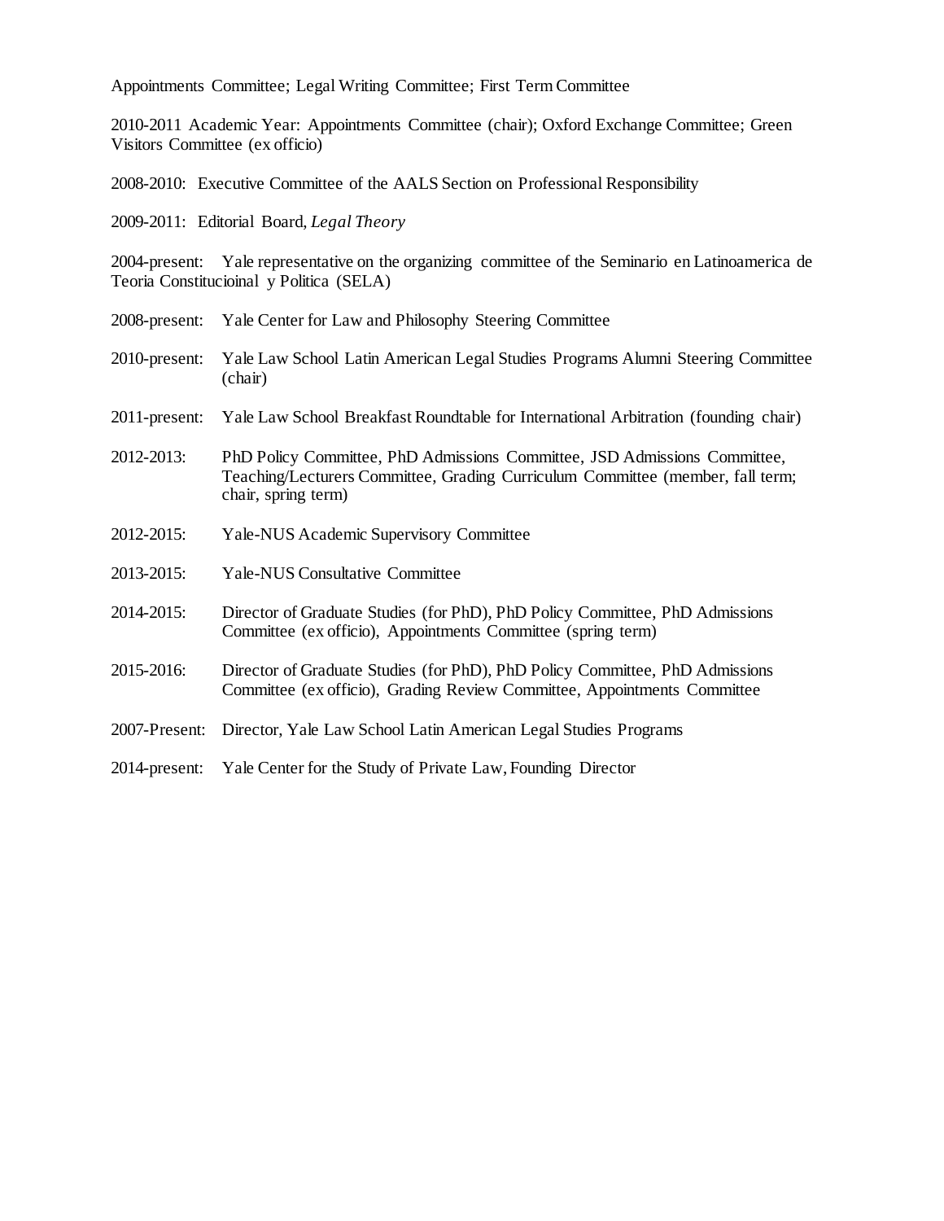Appointments Committee; Legal Writing Committee; First Term Committee

2010-2011 Academic Year: Appointments Committee (chair); Oxford Exchange Committee; Green Visitors Committee (ex officio)

2008-2010: Executive Committee of the AALS Section on Professional Responsibility

2009-2011: Editorial Board, *Legal Theory*

2004-present: Yale representative on the organizing committee of the Seminario en Latinoamerica de Teoria Constitucioinal y Politica (SELA)

2008-present: Yale Center for Law and Philosophy Steering Committee

2010-present: Yale Law School Latin American Legal Studies Programs Alumni Steering Committee (chair)

2011-present: Yale Law School Breakfast Roundtable for International Arbitration (founding chair)

2012-2013: PhD Policy Committee, PhD Admissions Committee, JSD Admissions Committee, Teaching/Lecturers Committee, Grading Curriculum Committee (member, fall term; chair, spring term)

2012-2015: Yale-NUS Academic Supervisory Committee

2013-2015: Yale-NUS Consultative Committee

2014-2015: Director of Graduate Studies (for PhD), PhD Policy Committee, PhD Admissions Committee (ex officio), Appointments Committee (spring term)

2015-2016: Director of Graduate Studies (for PhD), PhD Policy Committee, PhD Admissions Committee (ex officio), Grading Review Committee, Appointments Committee

2007-Present: Director, Yale Law School Latin American Legal Studies Programs

2014-present: Yale Center for the Study of Private Law, Founding Director